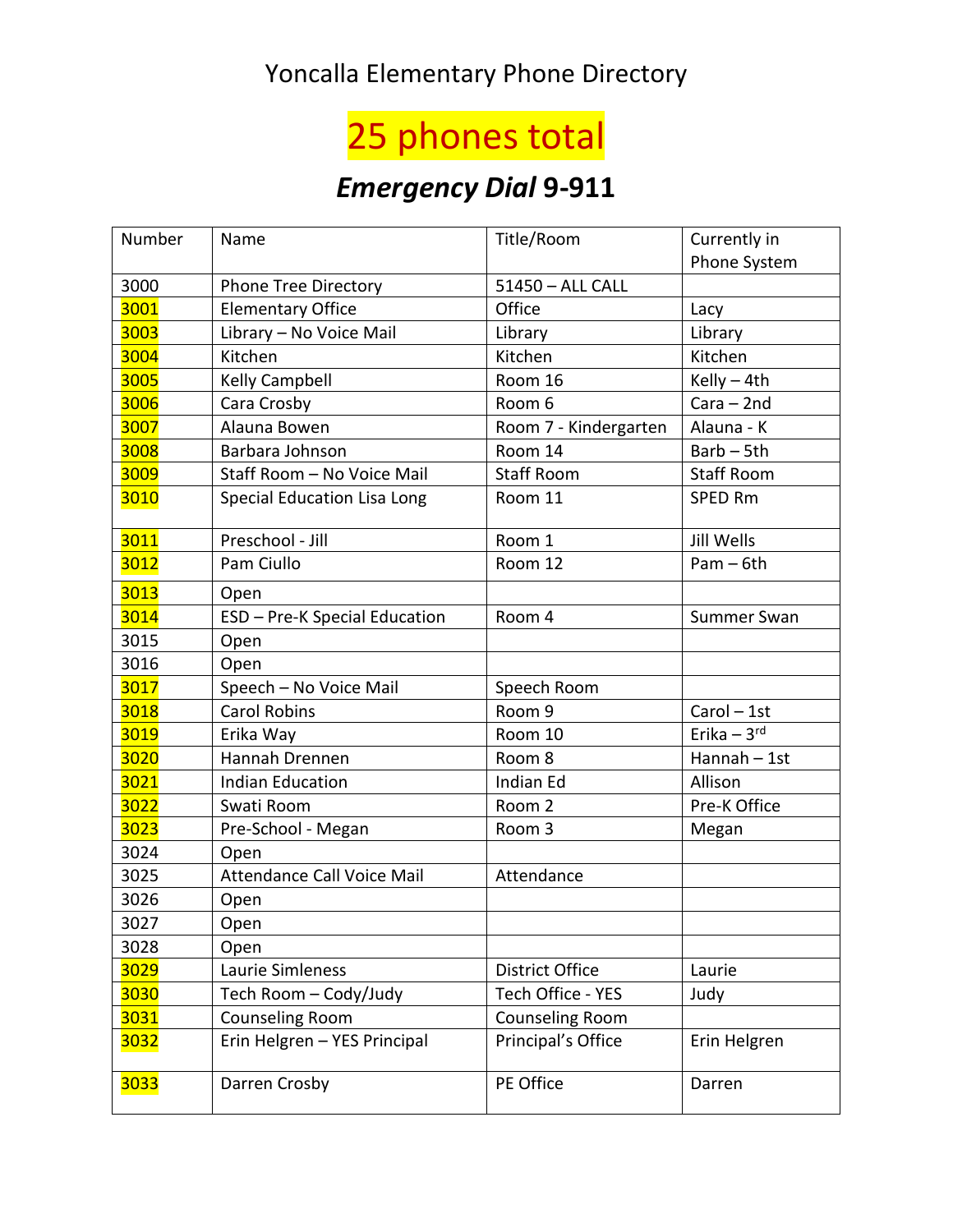# Yoncalla Elementary Phone Directory

## 25 phones total

## *Emergency Dial* 9-911

| Number | Name | Title/Room | Currently in Phone System |
|---|---|---|---|
| 3000 | Phone Tree Directory | 51450 – ALL CALL | |
| 3001 | Elementary Office | Office | Lacy |
| 3003 | Library – No Voice Mail | Library | Library |
| 3004 | Kitchen | Kitchen | Kitchen |
| 3005 | Kelly Campbell | Room 16 | Kelly – 4th |
| 3006 | Cara Crosby | Room 6 | Cara – 2nd |
| 3007 | Alauna Bowen | Room 7 - Kindergarten | Alauna - K |
| 3008 | Barbara Johnson | Room 14 | Barb – 5th |
| 3009 | Staff Room – No Voice Mail | Staff Room | Staff Room |
| 3010 | Special Education Lisa Long | Room 11 | SPED Rm |
| 3011 | Preschool - Jill | Room 1 | Jill Wells |
| 3012 | Pam Ciullo | Room 12 | Pam – 6th |
| 3013 | Open | | |
| 3014 | ESD – Pre-K Special Education | Room 4 | Summer Swan |
| 3015 | Open | | |
| 3016 | Open | | |
| 3017 | Speech – No Voice Mail | Speech Room | |
| 3018 | Carol Robins | Room 9 | Carol – 1st |
| 3019 | Erika Way | Room 10 | Erika – 3rd |
| 3020 | Hannah Drennen | Room 8 | Hannah – 1st |
| 3021 | Indian Education | Indian Ed | Allison |
| 3022 | Swati Room | Room 2 | Pre-K Office |
| 3023 | Pre-School - Megan | Room 3 | Megan |
| 3024 | Open | | |
| 3025 | Attendance Call Voice Mail | Attendance | |
| 3026 | Open | | |
| 3027 | Open | | |
| 3028 | Open | | |
| 3029 | Laurie Simleness | District Office | Laurie |
| 3030 | Tech Room – Cody/Judy | Tech Office - YES | Judy |
| 3031 | Counseling Room | Counseling Room | |
| 3032 | Erin Helgren – YES Principal | Principal's Office | Erin Helgren |
| 3033 | Darren Crosby | PE Office | Darren |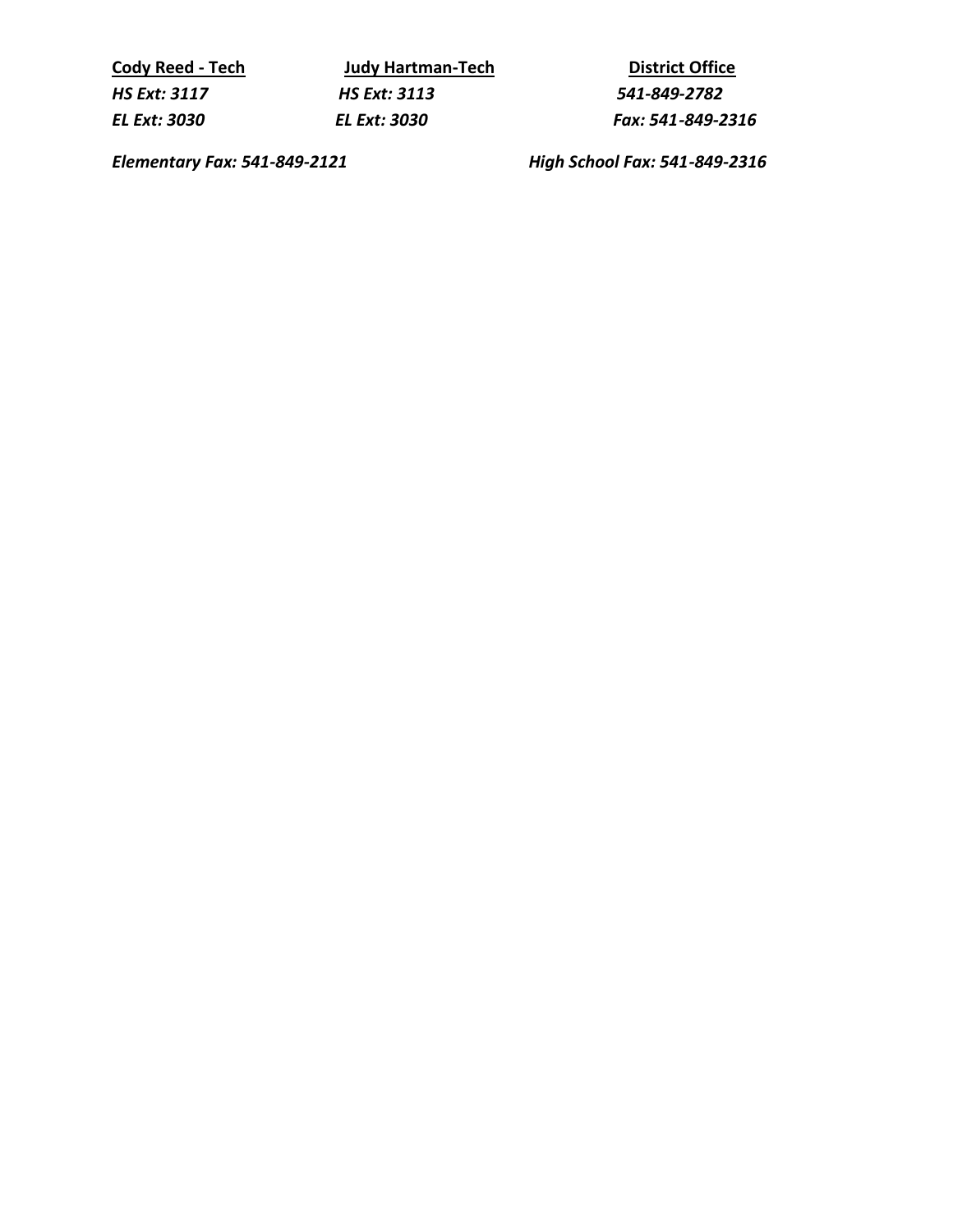| Cody Reed - Tech | Judy Hartman-Tech | District Office |
|---|---|---|
| *HS Ext: 3117* | *HS Ext: 3113* | *541-849-2782* |
| *EL Ext: 3030* | *EL Ext: 3030* | *Fax: 541-849-2316* |

***Elementary Fax: 541-849-2121***

***High School Fax: 541-849-2316***